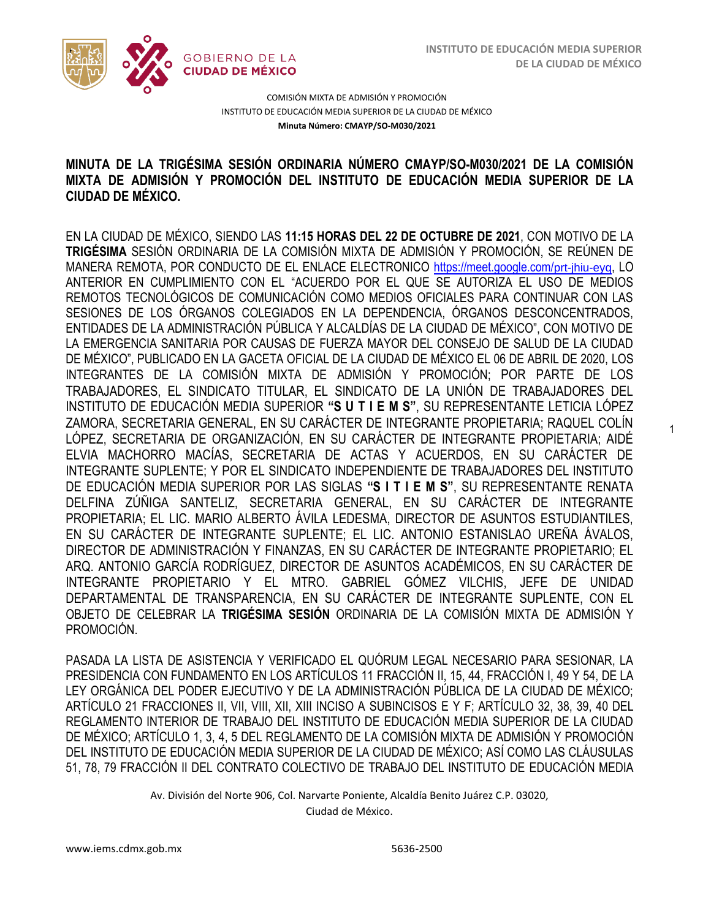COMISIÓN MIXTA DE ADMISIÓN Y PROMOCIÓN
INSTITUTO DE EDUCACIÓN MEDIA SUPERIOR DE LA CIUDAD DE MÉXICO
**Minuta Número: CMAYP/SO-M030/2021**

# MINUTA DE LA TRIGÉSIMA SESIÓN ORDINARIA NÚMERO CMAYP/SO-M030/2021 DE LA COMISIÓN MIXTA DE ADMISIÓN Y PROMOCIÓN DEL INSTITUTO DE EDUCACIÓN MEDIA SUPERIOR DE LA CIUDAD DE MÉXICO.

EN LA CIUDAD DE MÉXICO, SIENDO LAS **11:15 HORAS DEL 22 DE OCTUBRE DE 2021**, CON MOTIVO DE LA **TRIGÉSIMA** SESIÓN ORDINARIA DE LA COMISIÓN MIXTA DE ADMISIÓN Y PROMOCIÓN, SE REÚNEN DE MANERA REMOTA, POR CONDUCTO DE EL ENLACE ELECTRONICO https://meet.google.com/prt-jhiu-eyq, LO ANTERIOR EN CUMPLIMIENTO CON EL "ACUERDO POR EL QUE SE AUTORIZA EL USO DE MEDIOS REMOTOS TECNOLÓGICOS DE COMUNICACIÓN COMO MEDIOS OFICIALES PARA CONTINUAR CON LAS SESIONES DE LOS ÓRGANOS COLEGIADOS EN LA DEPENDENCIA, ÓRGANOS DESCONCENTRADOS, ENTIDADES DE LA ADMINISTRACIÓN PÚBLICA Y ALCALDÍAS DE LA CIUDAD DE MÉXICO", CON MOTIVO DE LA EMERGENCIA SANITARIA POR CAUSAS DE FUERZA MAYOR DEL CONSEJO DE SALUD DE LA CIUDAD DE MÉXICO", PUBLICADO EN LA GACETA OFICIAL DE LA CIUDAD DE MÉXICO EL 06 DE ABRIL DE 2020, LOS INTEGRANTES DE LA COMISIÓN MIXTA DE ADMISIÓN Y PROMOCIÓN; POR PARTE DE LOS TRABAJADORES, EL SINDICATO TITULAR, EL SINDICATO DE LA UNIÓN DE TRABAJADORES DEL INSTITUTO DE EDUCACIÓN MEDIA SUPERIOR **"S U T I E M S"**, SU REPRESENTANTE LETICIA LÓPEZ ZAMORA, SECRETARIA GENERAL, EN SU CARÁCTER DE INTEGRANTE PROPIETARIA; RAQUEL COLÍN LÓPEZ, SECRETARIA DE ORGANIZACIÓN, EN SU CARÁCTER DE INTEGRANTE PROPIETARIA; AIDÉ ELVIA MACHORRO MACÍAS, SECRETARIA DE ACTAS Y ACUERDOS, EN SU CARÁCTER DE INTEGRANTE SUPLENTE; Y POR EL SINDICATO INDEPENDIENTE DE TRABAJADORES DEL INSTITUTO DE EDUCACIÓN MEDIA SUPERIOR POR LAS SIGLAS **"S I T I E M S"**, SU REPRESENTANTE RENATA DELFINA ZÚÑIGA SANTELIZ, SECRETARIA GENERAL, EN SU CARÁCTER DE INTEGRANTE PROPIETARIA; EL LIC. MARIO ALBERTO ÁVILA LEDESMA, DIRECTOR DE ASUNTOS ESTUDIANTILES, EN SU CARÁCTER DE INTEGRANTE SUPLENTE; EL LIC. ANTONIO ESTANISLAO UREÑA ÁVALOS, DIRECTOR DE ADMINISTRACIÓN Y FINANZAS, EN SU CARÁCTER DE INTEGRANTE PROPIETARIO; EL ARQ. ANTONIO GARCÍA RODRÍGUEZ, DIRECTOR DE ASUNTOS ACADÉMICOS, EN SU CARÁCTER DE INTEGRANTE PROPIETARIO Y EL MTRO. GABRIEL GÓMEZ VILCHIS, JEFE DE UNIDAD DEPARTAMENTAL DE TRANSPARENCIA, EN SU CARÁCTER DE INTEGRANTE SUPLENTE, CON EL OBJETO DE CELEBRAR LA **TRIGÉSIMA SESIÓN** ORDINARIA DE LA COMISIÓN MIXTA DE ADMISIÓN Y PROMOCIÓN.

PASADA LA LISTA DE ASISTENCIA Y VERIFICADO EL QUÓRUM LEGAL NECESARIO PARA SESIONAR, LA PRESIDENCIA CON FUNDAMENTO EN LOS ARTÍCULOS 11 FRACCIÓN II, 15, 44, FRACCIÓN I, 49 Y 54, DE LA LEY ORGÁNICA DEL PODER EJECUTIVO Y DE LA ADMINISTRACIÓN PÚBLICA DE LA CIUDAD DE MÉXICO; ARTÍCULO 21 FRACCIONES II, VII, VIII, XII, XIII INCISO A SUBINCISOS E Y F; ARTÍCULO 32, 38, 39, 40 DEL REGLAMENTO INTERIOR DE TRABAJO DEL INSTITUTO DE EDUCACIÓN MEDIA SUPERIOR DE LA CIUDAD DE MÉXICO; ARTÍCULO 1, 3, 4, 5 DEL REGLAMENTO DE LA COMISIÓN MIXTA DE ADMISIÓN Y PROMOCIÓN DEL INSTITUTO DE EDUCACIÓN MEDIA SUPERIOR DE LA CIUDAD DE MÉXICO; ASÍ COMO LAS CLÁUSULAS 51, 78, 79 FRACCIÓN II DEL CONTRATO COLECTIVO DE TRABAJO DEL INSTITUTO DE EDUCACIÓN MEDIA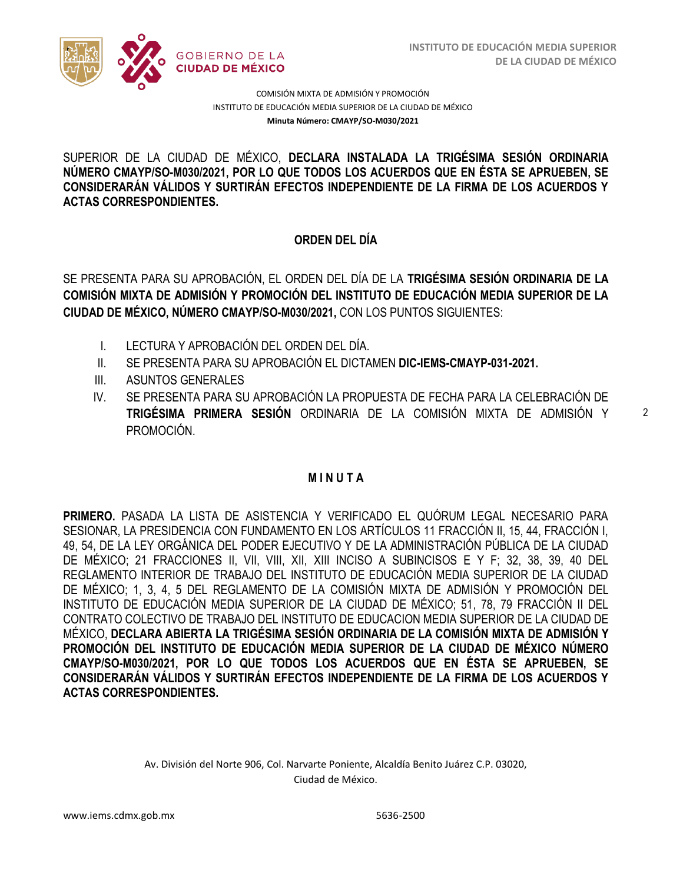COMISIÓN MIXTA DE ADMISIÓN Y PROMOCIÓN
INSTITUTO DE EDUCACIÓN MEDIA SUPERIOR DE LA CIUDAD DE MÉXICO
**Minuta Número: CMAYP/SO-M030/2021**

SUPERIOR DE LA CIUDAD DE MÉXICO, **DECLARA INSTALADA LA TRIGÉSIMA SESIÓN ORDINARIA NÚMERO CMAYP/SO-M030/2021, POR LO QUE TODOS LOS ACUERDOS QUE EN ÉSTA SE APRUEBEN, SE CONSIDERARÁN VÁLIDOS Y SURTIRÁN EFECTOS INDEPENDIENTE DE LA FIRMA DE LOS ACUERDOS Y ACTAS CORRESPONDIENTES.**

## ORDEN DEL DÍA

SE PRESENTA PARA SU APROBACIÓN, EL ORDEN DEL DÍA DE LA **TRIGÉSIMA SESIÓN ORDINARIA DE LA COMISIÓN MIXTA DE ADMISIÓN Y PROMOCIÓN DEL INSTITUTO DE EDUCACIÓN MEDIA SUPERIOR DE LA CIUDAD DE MÉXICO, NÚMERO CMAYP/SO-M030/2021,** CON LOS PUNTOS SIGUIENTES:

I. LECTURA Y APROBACIÓN DEL ORDEN DEL DÍA.
II. SE PRESENTA PARA SU APROBACIÓN EL DICTAMEN **DIC-IEMS-CMAYP-031-2021.**
III. ASUNTOS GENERALES
IV. SE PRESENTA PARA SU APROBACIÓN LA PROPUESTA DE FECHA PARA LA CELEBRACIÓN DE **TRIGÉSIMA PRIMERA SESIÓN** ORDINARIA DE LA COMISIÓN MIXTA DE ADMISIÓN Y PROMOCIÓN.

## M I N U T A

**PRIMERO.** PASADA LA LISTA DE ASISTENCIA Y VERIFICADO EL QUÓRUM LEGAL NECESARIO PARA SESIONAR, LA PRESIDENCIA CON FUNDAMENTO EN LOS ARTÍCULOS 11 FRACCIÓN II, 15, 44, FRACCIÓN I, 49, 54, DE LA LEY ORGÁNICA DEL PODER EJECUTIVO Y DE LA ADMINISTRACIÓN PÚBLICA DE LA CIUDAD DE MÉXICO; 21 FRACCIONES II, VII, VIII, XII, XIII INCISO A SUBINCISOS E Y F; 32, 38, 39, 40 DEL REGLAMENTO INTERIOR DE TRABAJO DEL INSTITUTO DE EDUCACIÓN MEDIA SUPERIOR DE LA CIUDAD DE MÉXICO; 1, 3, 4, 5 DEL REGLAMENTO DE LA COMISIÓN MIXTA DE ADMISIÓN Y PROMOCIÓN DEL INSTITUTO DE EDUCACIÓN MEDIA SUPERIOR DE LA CIUDAD DE MÉXICO; 51, 78, 79 FRACCIÓN II DEL CONTRATO COLECTIVO DE TRABAJO DEL INSTITUTO DE EDUCACION MEDIA SUPERIOR DE LA CIUDAD DE MÉXICO, **DECLARA ABIERTA LA TRIGÉSIMA SESIÓN ORDINARIA DE LA COMISIÓN MIXTA DE ADMISIÓN Y PROMOCIÓN DEL INSTITUTO DE EDUCACIÓN MEDIA SUPERIOR DE LA CIUDAD DE MÉXICO NÚMERO CMAYP/SO-M030/2021, POR LO QUE TODOS LOS ACUERDOS QUE EN ÉSTA SE APRUEBEN, SE CONSIDERARÁN VÁLIDOS Y SURTIRÁN EFECTOS INDEPENDIENTE DE LA FIRMA DE LOS ACUERDOS Y ACTAS CORRESPONDIENTES.**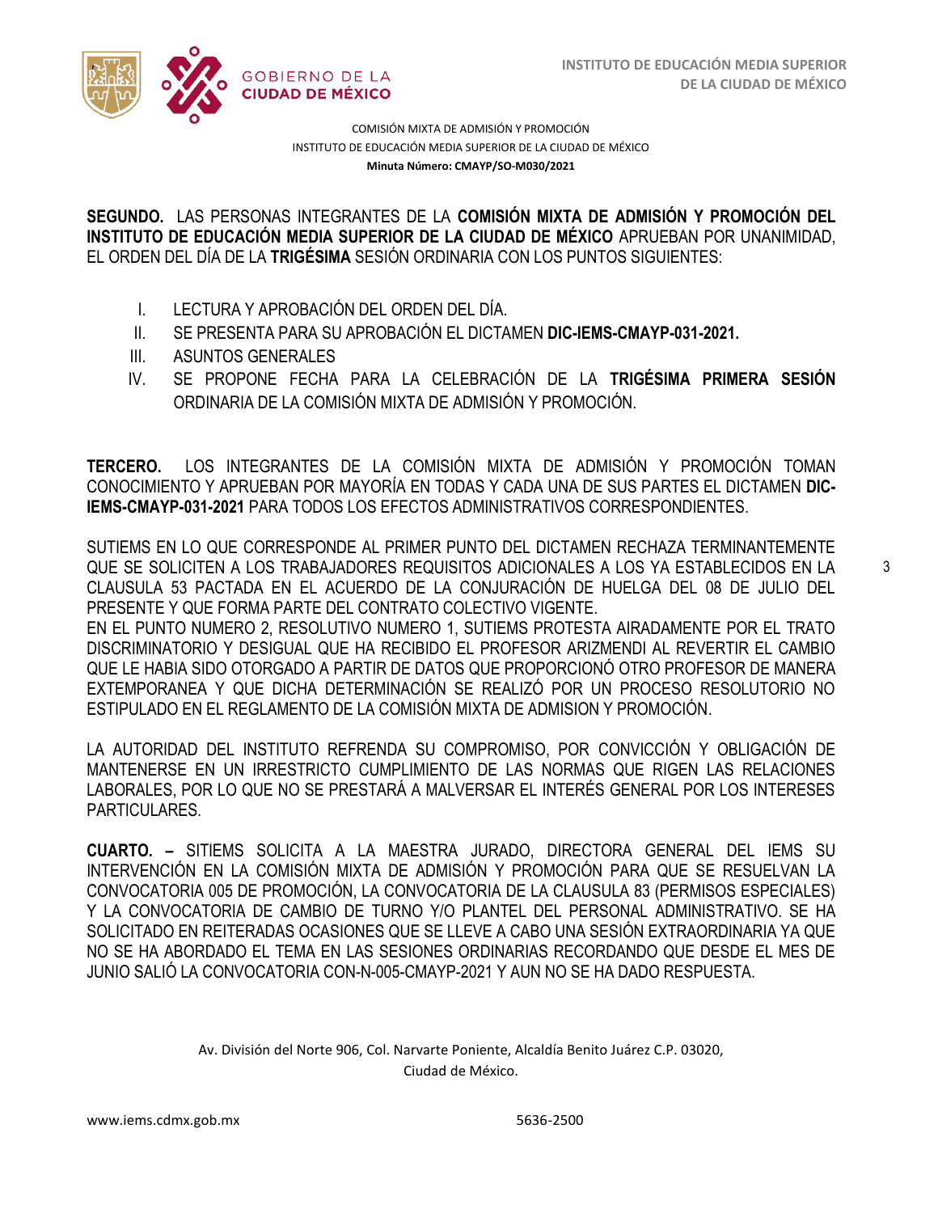COMISIÓN MIXTA DE ADMISIÓN Y PROMOCIÓN
INSTITUTO DE EDUCACIÓN MEDIA SUPERIOR DE LA CIUDAD DE MÉXICO
**Minuta Número: CMAYP/SO-M030/2021**

**SEGUNDO.** LAS PERSONAS INTEGRANTES DE LA **COMISIÓN MIXTA DE ADMISIÓN Y PROMOCIÓN DEL INSTITUTO DE EDUCACIÓN MEDIA SUPERIOR DE LA CIUDAD DE MÉXICO** APRUEBAN POR UNANIMIDAD, EL ORDEN DEL DÍA DE LA **TRIGÉSIMA** SESIÓN ORDINARIA CON LOS PUNTOS SIGUIENTES:

I. LECTURA Y APROBACIÓN DEL ORDEN DEL DÍA.
II. SE PRESENTA PARA SU APROBACIÓN EL DICTAMEN **DIC-IEMS-CMAYP-031-2021.**
III. ASUNTOS GENERALES
IV. SE PROPONE FECHA PARA LA CELEBRACIÓN DE LA **TRIGÉSIMA PRIMERA SESIÓN** ORDINARIA DE LA COMISIÓN MIXTA DE ADMISIÓN Y PROMOCIÓN.

**TERCERO.** LOS INTEGRANTES DE LA COMISIÓN MIXTA DE ADMISIÓN Y PROMOCIÓN TOMAN CONOCIMIENTO Y APRUEBAN POR MAYORÍA EN TODAS Y CADA UNA DE SUS PARTES EL DICTAMEN **DIC-IEMS-CMAYP-031-2021** PARA TODOS LOS EFECTOS ADMINISTRATIVOS CORRESPONDIENTES.

SUTIEMS EN LO QUE CORRESPONDE AL PRIMER PUNTO DEL DICTAMEN RECHAZA TERMINANTEMENTE QUE SE SOLICITEN A LOS TRABAJADORES REQUISITOS ADICIONALES A LOS YA ESTABLECIDOS EN LA CLAUSULA 53 PACTADA EN EL ACUERDO DE LA CONJURACIÓN DE HUELGA DEL 08 DE JULIO DEL PRESENTE Y QUE FORMA PARTE DEL CONTRATO COLECTIVO VIGENTE.
EN EL PUNTO NUMERO 2, RESOLUTIVO NUMERO 1, SUTIEMS PROTESTA AIRADAMENTE POR EL TRATO DISCRIMINATORIO Y DESIGUAL QUE HA RECIBIDO EL PROFESOR ARIZMENDI AL REVERTIR EL CAMBIO QUE LE HABIA SIDO OTORGADO A PARTIR DE DATOS QUE PROPORCIONÓ OTRO PROFESOR DE MANERA EXTEMPORANEA Y QUE DICHA DETERMINACIÓN SE REALIZÓ POR UN PROCESO RESOLUTORIO NO ESTIPULADO EN EL REGLAMENTO DE LA COMISIÓN MIXTA DE ADMISION Y PROMOCIÓN.

LA AUTORIDAD DEL INSTITUTO REFRENDA SU COMPROMISO, POR CONVICCIÓN Y OBLIGACIÓN DE MANTENERSE EN UN IRRESTRICTO CUMPLIMIENTO DE LAS NORMAS QUE RIGEN LAS RELACIONES LABORALES, POR LO QUE NO SE PRESTARÁ A MALVERSAR EL INTERÉS GENERAL POR LOS INTERESES PARTICULARES.

**CUARTO. –** SITIEMS SOLICITA A LA MAESTRA JURADO, DIRECTORA GENERAL DEL IEMS SU INTERVENCIÓN EN LA COMISIÓN MIXTA DE ADMISIÓN Y PROMOCIÓN PARA QUE SE RESUELVAN LA CONVOCATORIA 005 DE PROMOCIÓN, LA CONVOCATORIA DE LA CLAUSULA 83 (PERMISOS ESPECIALES) Y LA CONVOCATORIA DE CAMBIO DE TURNO Y/O PLANTEL DEL PERSONAL ADMINISTRATIVO. SE HA SOLICITADO EN REITERADAS OCASIONES QUE SE LLEVE A CABO UNA SESIÓN EXTRAORDINARIA YA QUE NO SE HA ABORDADO EL TEMA EN LAS SESIONES ORDINARIAS RECORDANDO QUE DESDE EL MES DE JUNIO SALIÓ LA CONVOCATORIA CON-N-005-CMAYP-2021 Y AUN NO SE HA DADO RESPUESTA.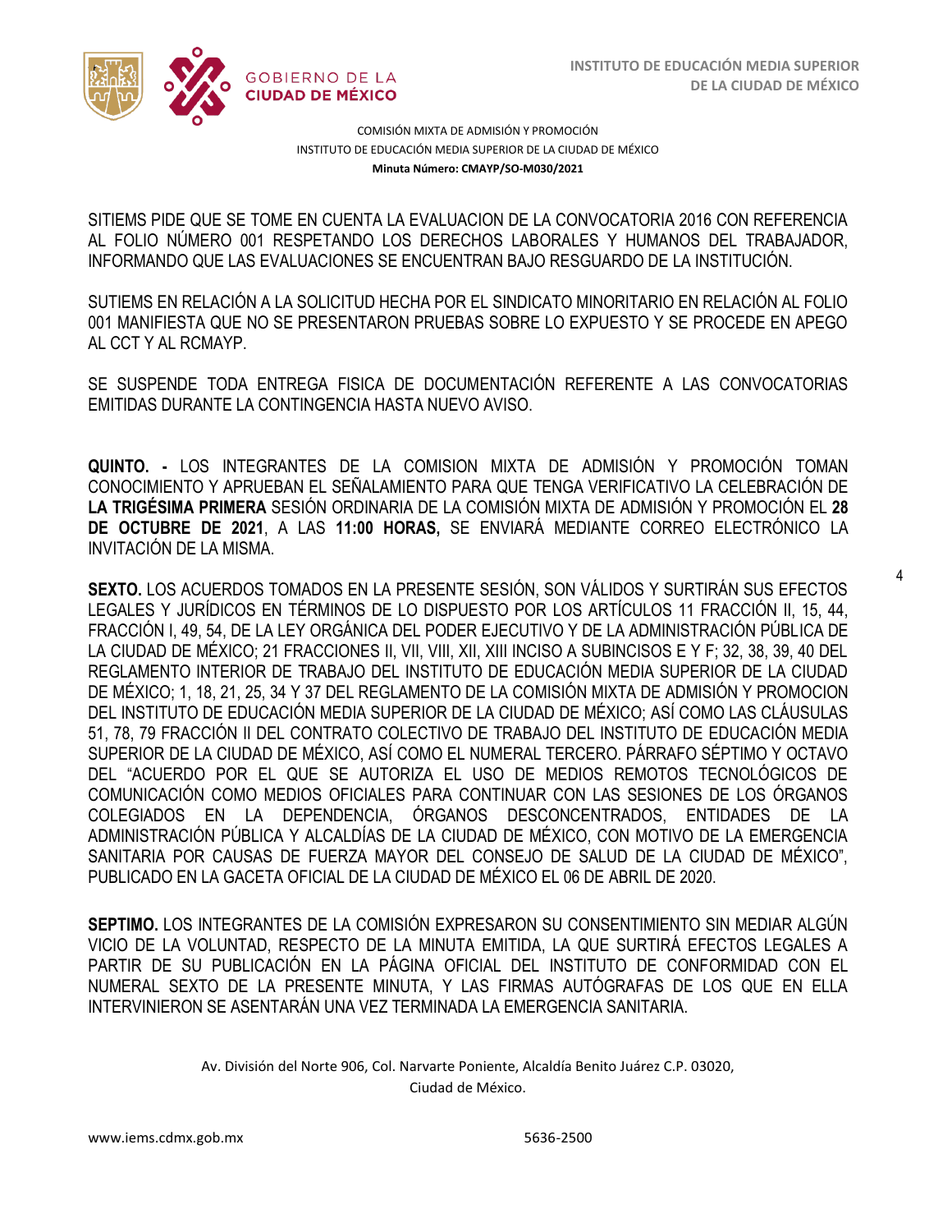SITIEMS PIDE QUE SE TOME EN CUENTA LA EVALUACION DE LA CONVOCATORIA 2016 CON REFERENCIA AL FOLIO NÚMERO 001 RESPETANDO LOS DERECHOS LABORALES Y HUMANOS DEL TRABAJADOR, INFORMANDO QUE LAS EVALUACIONES SE ENCUENTRAN BAJO RESGUARDO DE LA INSTITUCIÓN.

SUTIEMS EN RELACIÓN A LA SOLICITUD HECHA POR EL SINDICATO MINORITARIO EN RELACIÓN AL FOLIO 001 MANIFIESTA QUE NO SE PRESENTARON PRUEBAS SOBRE LO EXPUESTO Y SE PROCEDE EN APEGO AL CCT Y AL RCMAYP.

SE SUSPENDE TODA ENTREGA FISICA DE DOCUMENTACIÓN REFERENTE A LAS CONVOCATORIAS EMITIDAS DURANTE LA CONTINGENCIA HASTA NUEVO AVISO.

**QUINTO. -** LOS INTEGRANTES DE LA COMISION MIXTA DE ADMISIÓN Y PROMOCIÓN TOMAN CONOCIMIENTO Y APRUEBAN EL SEÑALAMIENTO PARA QUE TENGA VERIFICATIVO LA CELEBRACIÓN DE **LA TRIGÉSIMA PRIMERA** SESIÓN ORDINARIA DE LA COMISIÓN MIXTA DE ADMISIÓN Y PROMOCIÓN EL **28 DE OCTUBRE DE 2021**, A LAS **11:00 HORAS,** SE ENVIARÁ MEDIANTE CORREO ELECTRÓNICO LA INVITACIÓN DE LA MISMA.

**SEXTO.** LOS ACUERDOS TOMADOS EN LA PRESENTE SESIÓN, SON VÁLIDOS Y SURTIRÁN SUS EFECTOS LEGALES Y JURÍDICOS EN TÉRMINOS DE LO DISPUESTO POR LOS ARTÍCULOS 11 FRACCIÓN II, 15, 44, FRACCIÓN I, 49, 54, DE LA LEY ORGÁNICA DEL PODER EJECUTIVO Y DE LA ADMINISTRACIÓN PÚBLICA DE LA CIUDAD DE MÉXICO; 21 FRACCIONES II, VII, VIII, XII, XIII INCISO A SUBINCISOS E Y F; 32, 38, 39, 40 DEL REGLAMENTO INTERIOR DE TRABAJO DEL INSTITUTO DE EDUCACIÓN MEDIA SUPERIOR DE LA CIUDAD DE MÉXICO; 1, 18, 21, 25, 34 Y 37 DEL REGLAMENTO DE LA COMISIÓN MIXTA DE ADMISIÓN Y PROMOCION DEL INSTITUTO DE EDUCACIÓN MEDIA SUPERIOR DE LA CIUDAD DE MÉXICO; ASÍ COMO LAS CLÁUSULAS 51, 78, 79 FRACCIÓN II DEL CONTRATO COLECTIVO DE TRABAJO DEL INSTITUTO DE EDUCACIÓN MEDIA SUPERIOR DE LA CIUDAD DE MÉXICO, ASÍ COMO EL NUMERAL TERCERO. PÁRRAFO SÉPTIMO Y OCTAVO DEL "ACUERDO POR EL QUE SE AUTORIZA EL USO DE MEDIOS REMOTOS TECNOLÓGICOS DE COMUNICACIÓN COMO MEDIOS OFICIALES PARA CONTINUAR CON LAS SESIONES DE LOS ÓRGANOS COLEGIADOS EN LA DEPENDENCIA, ÓRGANOS DESCONCENTRADOS, ENTIDADES DE LA ADMINISTRACIÓN PÚBLICA Y ALCALDÍAS DE LA CIUDAD DE MÉXICO, CON MOTIVO DE LA EMERGENCIA SANITARIA POR CAUSAS DE FUERZA MAYOR DEL CONSEJO DE SALUD DE LA CIUDAD DE MÉXICO", PUBLICADO EN LA GACETA OFICIAL DE LA CIUDAD DE MÉXICO EL 06 DE ABRIL DE 2020.

**SEPTIMO.** LOS INTEGRANTES DE LA COMISIÓN EXPRESARON SU CONSENTIMIENTO SIN MEDIAR ALGÚN VICIO DE LA VOLUNTAD, RESPECTO DE LA MINUTA EMITIDA, LA QUE SURTIRÁ EFECTOS LEGALES A PARTIR DE SU PUBLICACIÓN EN LA PÁGINA OFICIAL DEL INSTITUTO DE CONFORMIDAD CON EL NUMERAL SEXTO DE LA PRESENTE MINUTA, Y LAS FIRMAS AUTÓGRAFAS DE LOS QUE EN ELLA INTERVINIERON SE ASENTARÁN UNA VEZ TERMINADA LA EMERGENCIA SANITARIA.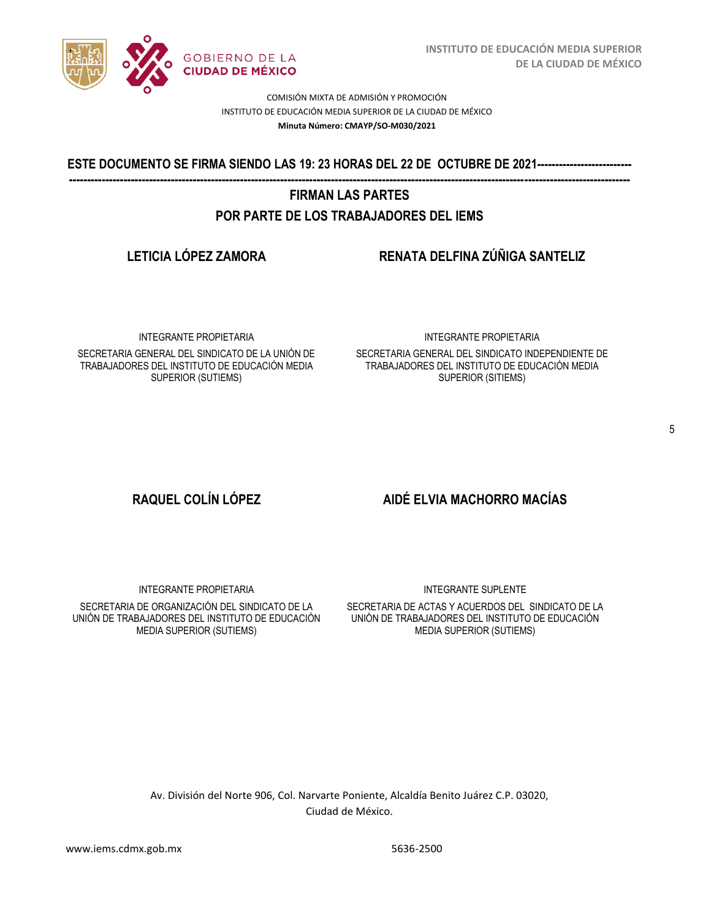COMISIÓN MIXTA DE ADMISIÓN Y PROMOCIÓN

INSTITUTO DE EDUCACIÓN MEDIA SUPERIOR DE LA CIUDAD DE MÉXICO

**Minuta Número: CMAYP/SO-M030/2021**

**ESTE DOCUMENTO SE FIRMA SIENDO LAS 19: 23 HORAS DEL 22 DE OCTUBRE DE 2021-----------------------------------------------------------------------------------------------------------------------------------------------------------------------------**

**FIRMAN LAS PARTES**

**POR PARTE DE LOS TRABAJADORES DEL IEMS**

**LETICIA LÓPEZ ZAMORA**

INTEGRANTE PROPIETARIA

SECRETARIA GENERAL DEL SINDICATO DE LA UNIÓN DE TRABAJADORES DEL INSTITUTO DE EDUCACIÓN MEDIA SUPERIOR (SUTIEMS)

**RENATA DELFINA ZÚÑIGA SANTELIZ**

INTEGRANTE PROPIETARIA

SECRETARIA GENERAL DEL SINDICATO INDEPENDIENTE DE TRABAJADORES DEL INSTITUTO DE EDUCACIÓN MEDIA SUPERIOR (SITIEMS)

**RAQUEL COLÍN LÓPEZ**

INTEGRANTE PROPIETARIA

SECRETARIA DE ORGANIZACIÓN DEL SINDICATO DE LA UNIÓN DE TRABAJADORES DEL INSTITUTO DE EDUCACIÓN MEDIA SUPERIOR (SUTIEMS)

**AIDÉ ELVIA MACHORRO MACÍAS**

INTEGRANTE SUPLENTE

SECRETARIA DE ACTAS Y ACUERDOS DEL SINDICATO DE LA UNIÓN DE TRABAJADORES DEL INSTITUTO DE EDUCACIÓN MEDIA SUPERIOR (SUTIEMS)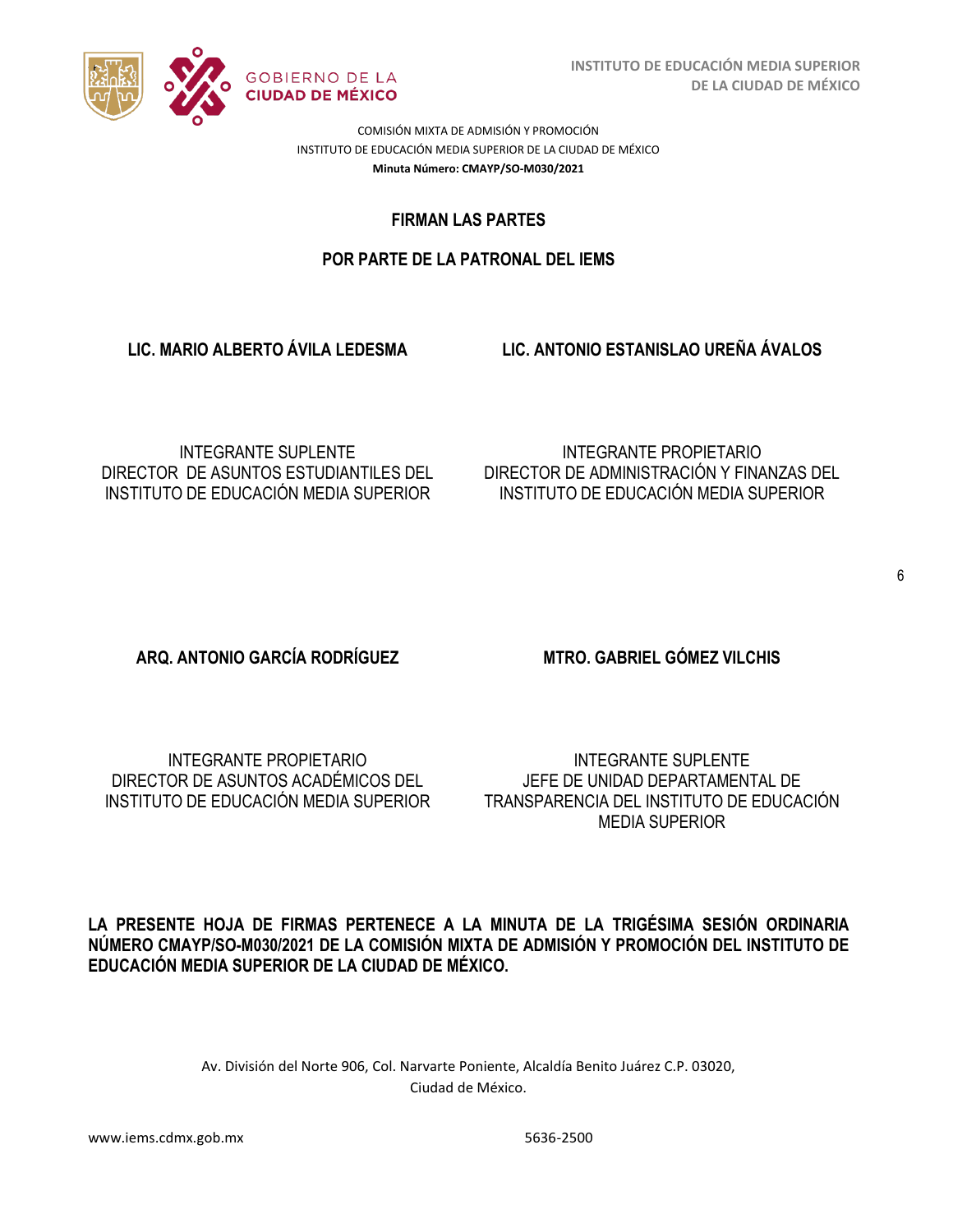COMISIÓN MIXTA DE ADMISIÓN Y PROMOCIÓN
INSTITUTO DE EDUCACIÓN MEDIA SUPERIOR DE LA CIUDAD DE MÉXICO
**Minuta Número: CMAYP/SO-M030/2021**

**FIRMAN LAS PARTES**

**POR PARTE DE LA PATRONAL DEL IEMS**

**LIC. MARIO ALBERTO ÁVILA LEDESMA**

INTEGRANTE SUPLENTE
DIRECTOR DE ASUNTOS ESTUDIANTILES DEL INSTITUTO DE EDUCACIÓN MEDIA SUPERIOR

**LIC. ANTONIO ESTANISLAO UREÑA ÁVALOS**

INTEGRANTE PROPIETARIO
DIRECTOR DE ADMINISTRACIÓN Y FINANZAS DEL INSTITUTO DE EDUCACIÓN MEDIA SUPERIOR

**ARQ. ANTONIO GARCÍA RODRÍGUEZ**

INTEGRANTE PROPIETARIO
DIRECTOR DE ASUNTOS ACADÉMICOS DEL INSTITUTO DE EDUCACIÓN MEDIA SUPERIOR

**MTRO. GABRIEL GÓMEZ VILCHIS**

INTEGRANTE SUPLENTE
JEFE DE UNIDAD DEPARTAMENTAL DE TRANSPARENCIA DEL INSTITUTO DE EDUCACIÓN MEDIA SUPERIOR

**LA PRESENTE HOJA DE FIRMAS PERTENECE A LA MINUTA DE LA TRIGÉSIMA SESIÓN ORDINARIA NÚMERO CMAYP/SO-M030/2021 DE LA COMISIÓN MIXTA DE ADMISIÓN Y PROMOCIÓN DEL INSTITUTO DE EDUCACIÓN MEDIA SUPERIOR DE LA CIUDAD DE MÉXICO.**